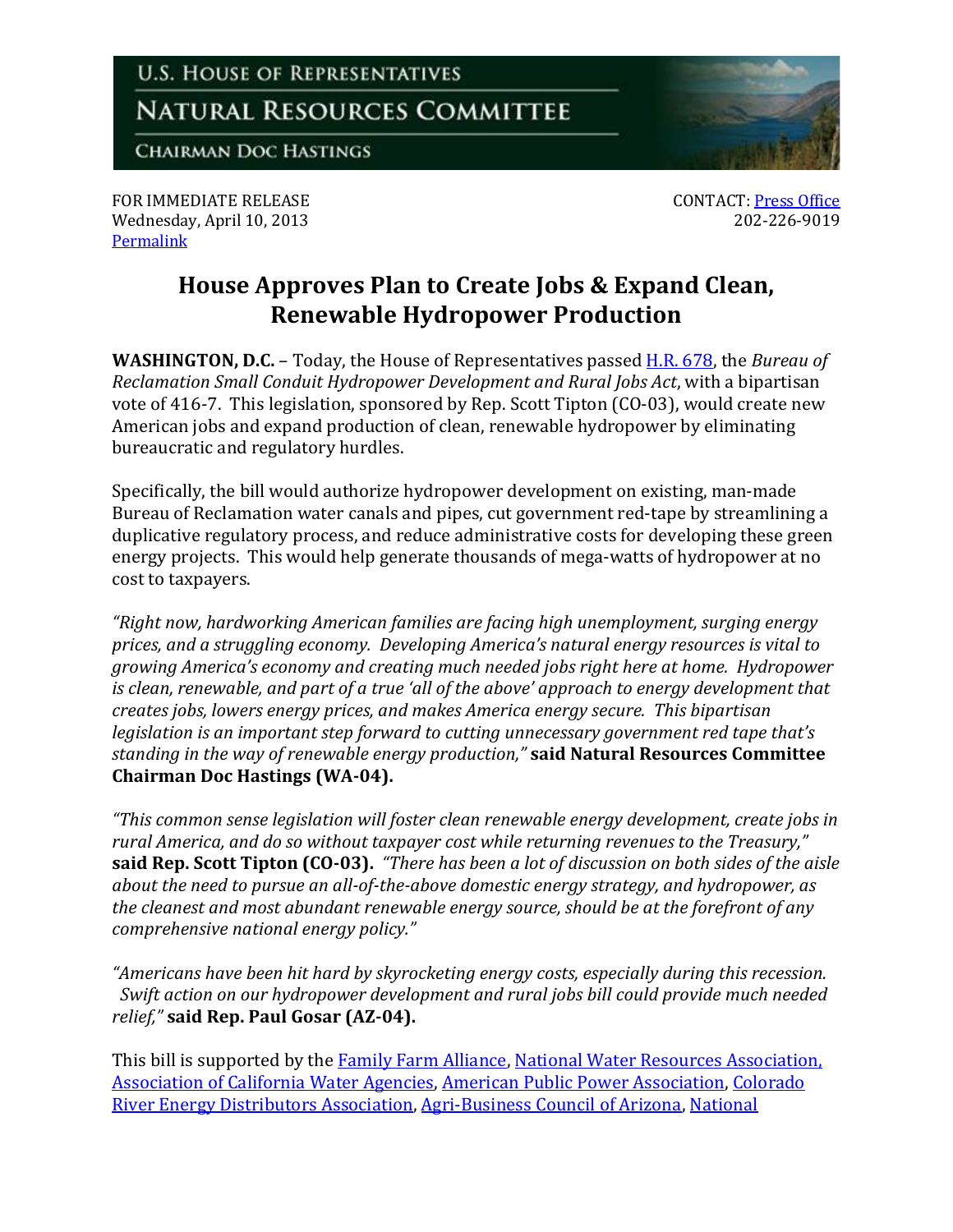U.S. HOUSE OF REPRESENTATIVES

NATURAL RESOURCES COMMITTEE

CHAIRMAN DOC HASTINGS

FOR IMMEDIATE RELEASE
Wednesday, April 10, 2013
Permalink

CONTACT: Press Office
202-226-9019

# House Approves Plan to Create Jobs & Expand Clean, Renewable Hydropower Production

**WASHINGTON, D.C.** – Today, the House of Representatives passed H.R. 678, the *Bureau of Reclamation Small Conduit Hydropower Development and Rural Jobs Act*, with a bipartisan vote of 416-7. This legislation, sponsored by Rep. Scott Tipton (CO-03), would create new American jobs and expand production of clean, renewable hydropower by eliminating bureaucratic and regulatory hurdles.

Specifically, the bill would authorize hydropower development on existing, man-made Bureau of Reclamation water canals and pipes, cut government red-tape by streamlining a duplicative regulatory process, and reduce administrative costs for developing these green energy projects. This would help generate thousands of mega-watts of hydropower at no cost to taxpayers.

*"Right now, hardworking American families are facing high unemployment, surging energy prices, and a struggling economy. Developing America's natural energy resources is vital to growing America's economy and creating much needed jobs right here at home. Hydropower is clean, renewable, and part of a true 'all of the above' approach to energy development that creates jobs, lowers energy prices, and makes America energy secure. This bipartisan legislation is an important step forward to cutting unnecessary government red tape that's standing in the way of renewable energy production,"* **said Natural Resources Committee Chairman Doc Hastings (WA-04).**

*"This common sense legislation will foster clean renewable energy development, create jobs in rural America, and do so without taxpayer cost while returning revenues to the Treasury,"* **said Rep. Scott Tipton (CO-03).** *"There has been a lot of discussion on both sides of the aisle about the need to pursue an all-of-the-above domestic energy strategy, and hydropower, as the cleanest and most abundant renewable energy source, should be at the forefront of any comprehensive national energy policy."*

*"Americans have been hit hard by skyrocketing energy costs, especially during this recession. Swift action on our hydropower development and rural jobs bill could provide much needed relief,"* **said Rep. Paul Gosar (AZ-04).**

This bill is supported by the Family Farm Alliance, National Water Resources Association, Association of California Water Agencies, American Public Power Association, Colorado River Energy Distributors Association, Agri-Business Council of Arizona, National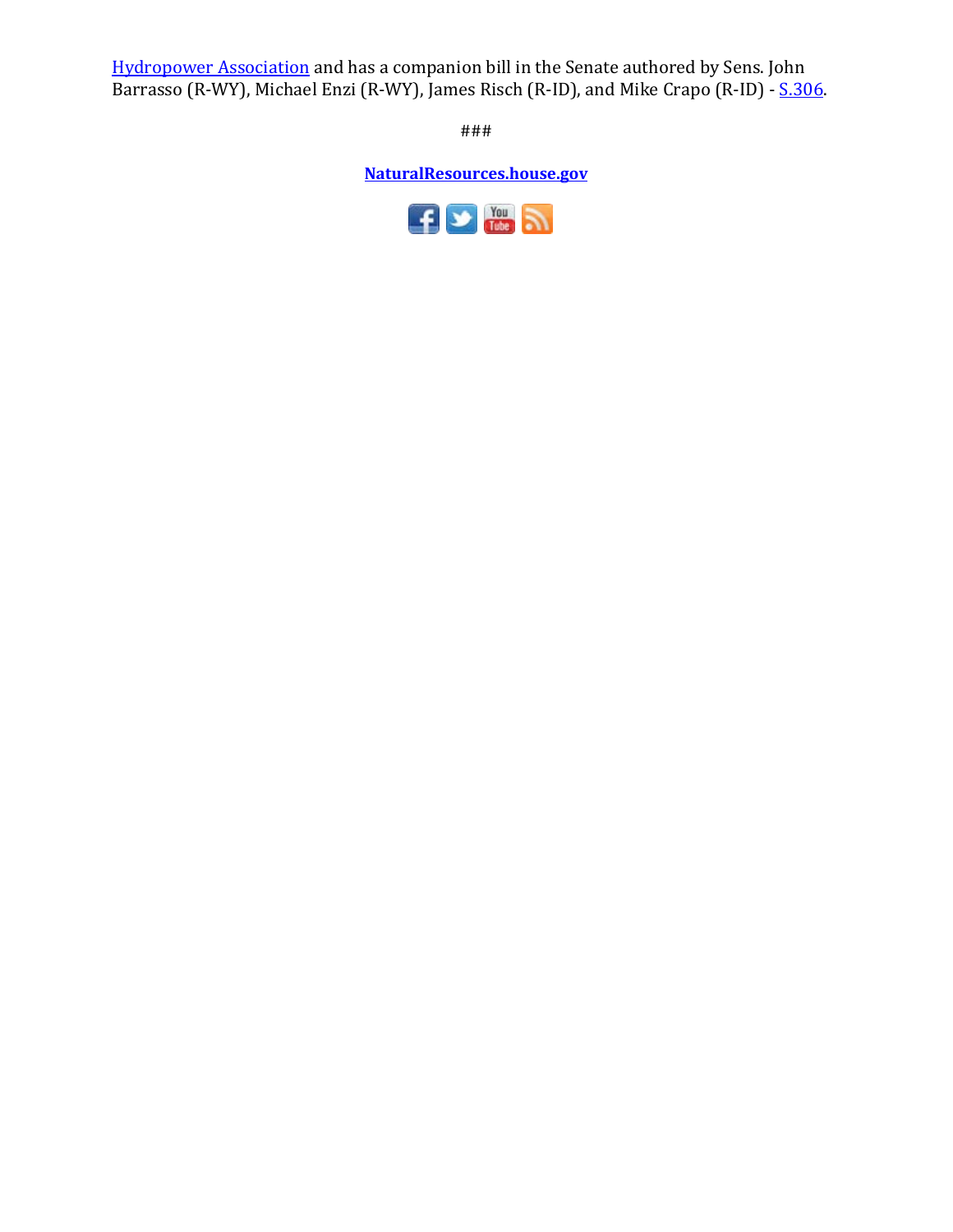Hydropower Association and has a companion bill in the Senate authored by Sens. John Barrasso (R-WY), Michael Enzi (R-WY), James Risch (R-ID), and Mike Crapo (R-ID) - S.306.

###

**NaturalResources.house.gov**